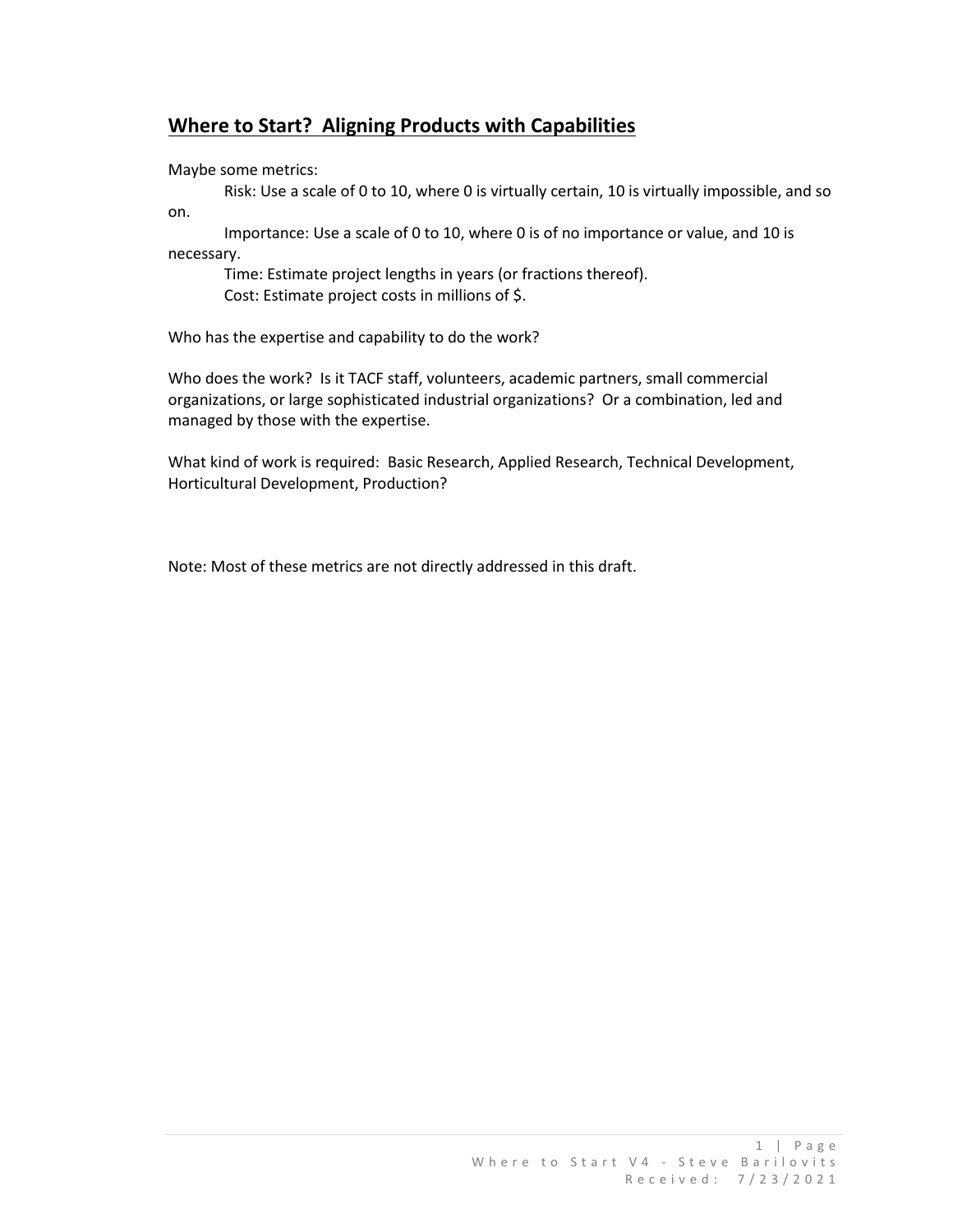## **Where to Start? Aligning Products with Capabilities**

Maybe some metrics:

Risk: Use a scale of 0 to 10, where 0 is virtually certain, 10 is virtually impossible, and so on.

Importance: Use a scale of 0 to 10, where 0 is of no importance or value, and 10 is necessary.

Time: Estimate project lengths in years (or fractions thereof).

Cost: Estimate project costs in millions of $.

Who has the expertise and capability to do the work?

Who does the work? Is it TACF staff, volunteers, academic partners, small commercial organizations, or large sophisticated industrial organizations? Or a combination, led and managed by those with the expertise.

What kind of work is required: Basic Research, Applied Research, Technical Development, Horticultural Development, Production?

Note: Most of these metrics are not directly addressed in this draft.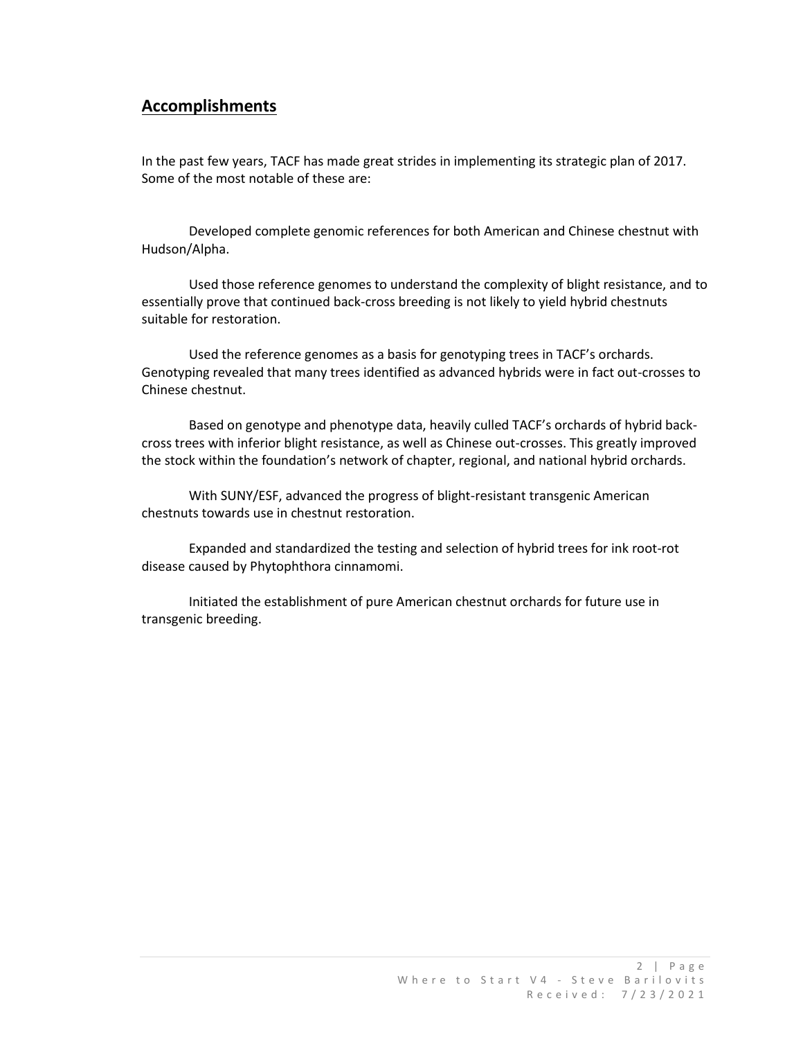## Accomplishments

In the past few years, TACF has made great strides in implementing its strategic plan of 2017. Some of the most notable of these are:

Developed complete genomic references for both American and Chinese chestnut with Hudson/Alpha.

Used those reference genomes to understand the complexity of blight resistance, and to essentially prove that continued back-cross breeding is not likely to yield hybrid chestnuts suitable for restoration.

Used the reference genomes as a basis for genotyping trees in TACF's orchards. Genotyping revealed that many trees identified as advanced hybrids were in fact out-crosses to Chinese chestnut.

Based on genotype and phenotype data, heavily culled TACF's orchards of hybrid back-cross trees with inferior blight resistance, as well as Chinese out-crosses. This greatly improved the stock within the foundation's network of chapter, regional, and national hybrid orchards.

With SUNY/ESF, advanced the progress of blight-resistant transgenic American chestnuts towards use in chestnut restoration.

Expanded and standardized the testing and selection of hybrid trees for ink root-rot disease caused by Phytophthora cinnamomi.

Initiated the establishment of pure American chestnut orchards for future use in transgenic breeding.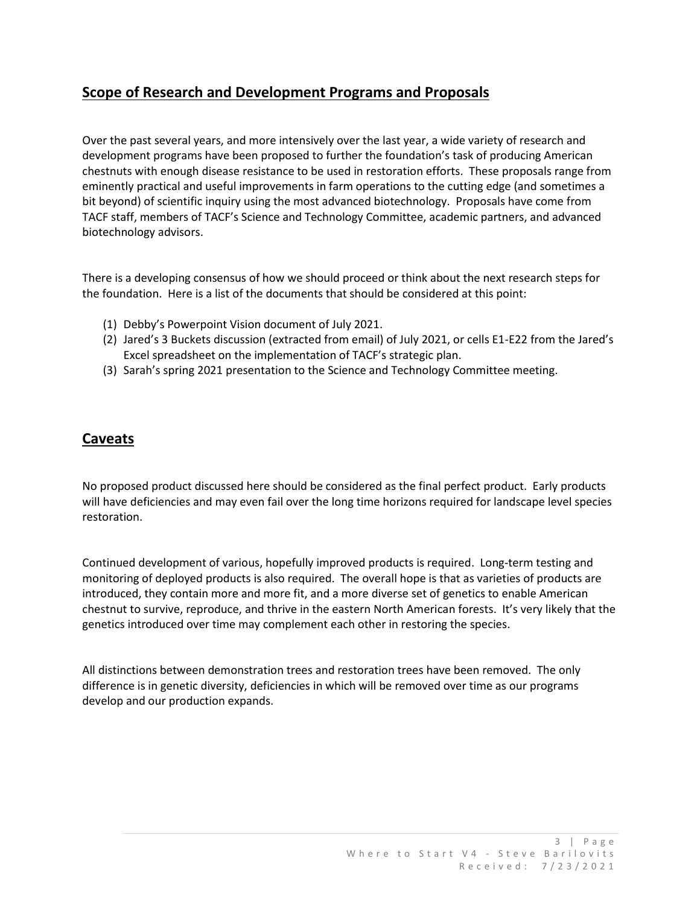## Scope of Research and Development Programs and Proposals

Over the past several years, and more intensively over the last year, a wide variety of research and development programs have been proposed to further the foundation's task of producing American chestnuts with enough disease resistance to be used in restoration efforts. These proposals range from eminently practical and useful improvements in farm operations to the cutting edge (and sometimes a bit beyond) of scientific inquiry using the most advanced biotechnology. Proposals have come from TACF staff, members of TACF's Science and Technology Committee, academic partners, and advanced biotechnology advisors.

There is a developing consensus of how we should proceed or think about the next research steps for the foundation. Here is a list of the documents that should be considered at this point:

(1) Debby's Powerpoint Vision document of July 2021.
(2) Jared's 3 Buckets discussion (extracted from email) of July 2021, or cells E1-E22 from the Jared's Excel spreadsheet on the implementation of TACF's strategic plan.
(3) Sarah's spring 2021 presentation to the Science and Technology Committee meeting.

## Caveats

No proposed product discussed here should be considered as the final perfect product. Early products will have deficiencies and may even fail over the long time horizons required for landscape level species restoration.

Continued development of various, hopefully improved products is required. Long-term testing and monitoring of deployed products is also required. The overall hope is that as varieties of products are introduced, they contain more and more fit, and a more diverse set of genetics to enable American chestnut to survive, reproduce, and thrive in the eastern North American forests. It's very likely that the genetics introduced over time may complement each other in restoring the species.

All distinctions between demonstration trees and restoration trees have been removed. The only difference is in genetic diversity, deficiencies in which will be removed over time as our programs develop and our production expands.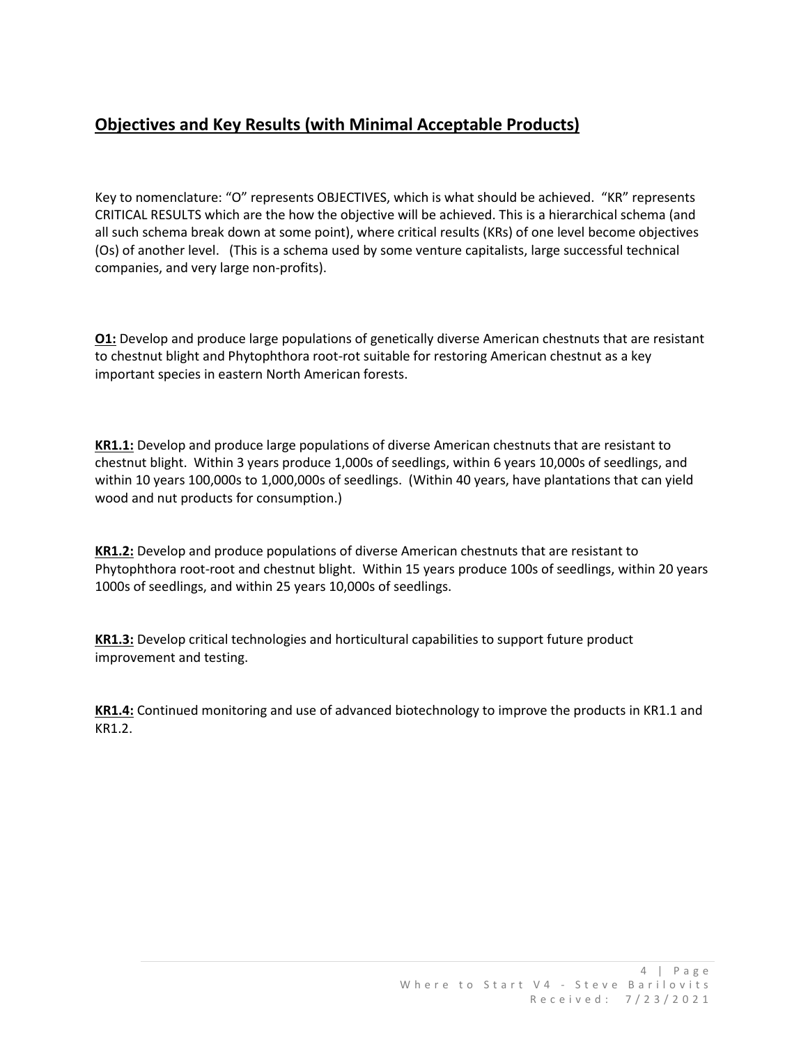## **Objectives and Key Results (with Minimal Acceptable Products)**

Key to nomenclature: "O" represents OBJECTIVES, which is what should be achieved. "KR" represents CRITICAL RESULTS which are the how the objective will be achieved. This is a hierarchical schema (and all such schema break down at some point), where critical results (KRs) of one level become objectives (Os) of another level. (This is a schema used by some venture capitalists, large successful technical companies, and very large non-profits).

**O1:** Develop and produce large populations of genetically diverse American chestnuts that are resistant to chestnut blight and Phytophthora root-rot suitable for restoring American chestnut as a key important species in eastern North American forests.

**KR1.1:** Develop and produce large populations of diverse American chestnuts that are resistant to chestnut blight. Within 3 years produce 1,000s of seedlings, within 6 years 10,000s of seedlings, and within 10 years 100,000s to 1,000,000s of seedlings. (Within 40 years, have plantations that can yield wood and nut products for consumption.)

**KR1.2:** Develop and produce populations of diverse American chestnuts that are resistant to Phytophthora root-root and chestnut blight. Within 15 years produce 100s of seedlings, within 20 years 1000s of seedlings, and within 25 years 10,000s of seedlings.

**KR1.3:** Develop critical technologies and horticultural capabilities to support future product improvement and testing.

**KR1.4:** Continued monitoring and use of advanced biotechnology to improve the products in KR1.1 and KR1.2.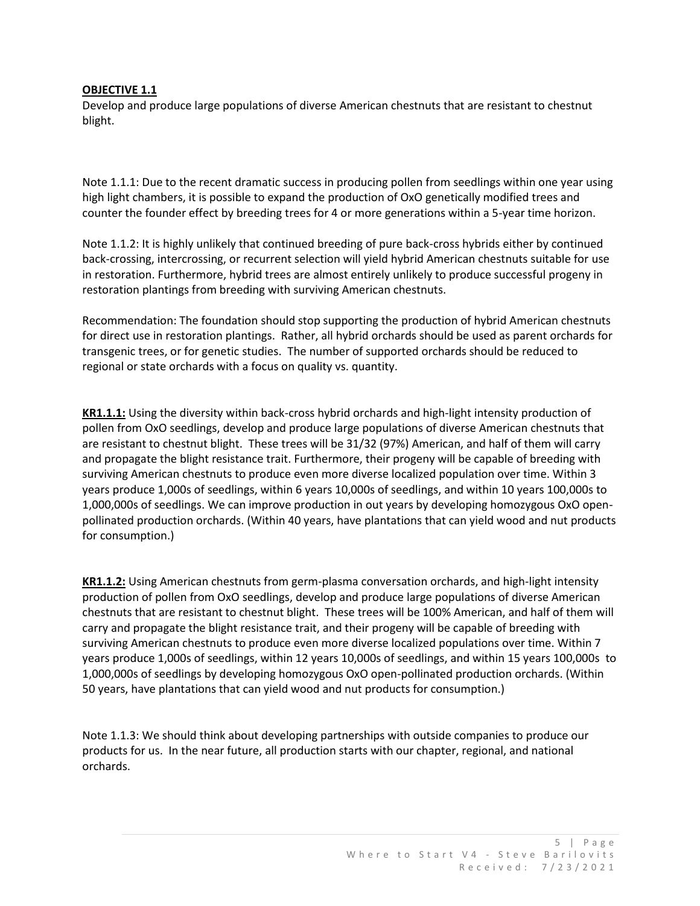**OBJECTIVE 1.1**

Develop and produce large populations of diverse American chestnuts that are resistant to chestnut blight.

Note 1.1.1: Due to the recent dramatic success in producing pollen from seedlings within one year using high light chambers, it is possible to expand the production of OxO genetically modified trees and counter the founder effect by breeding trees for 4 or more generations within a 5-year time horizon.

Note 1.1.2: It is highly unlikely that continued breeding of pure back-cross hybrids either by continued back-crossing, intercrossing, or recurrent selection will yield hybrid American chestnuts suitable for use in restoration. Furthermore, hybrid trees are almost entirely unlikely to produce successful progeny in restoration plantings from breeding with surviving American chestnuts.

Recommendation: The foundation should stop supporting the production of hybrid American chestnuts for direct use in restoration plantings. Rather, all hybrid orchards should be used as parent orchards for transgenic trees, or for genetic studies. The number of supported orchards should be reduced to regional or state orchards with a focus on quality vs. quantity.

**KR1.1.1:** Using the diversity within back-cross hybrid orchards and high-light intensity production of pollen from OxO seedlings, develop and produce large populations of diverse American chestnuts that are resistant to chestnut blight. These trees will be 31/32 (97%) American, and half of them will carry and propagate the blight resistance trait. Furthermore, their progeny will be capable of breeding with surviving American chestnuts to produce even more diverse localized population over time. Within 3 years produce 1,000s of seedlings, within 6 years 10,000s of seedlings, and within 10 years 100,000s to 1,000,000s of seedlings. We can improve production in out years by developing homozygous OxO open-pollinated production orchards. (Within 40 years, have plantations that can yield wood and nut products for consumption.)

**KR1.1.2:** Using American chestnuts from germ-plasma conversation orchards, and high-light intensity production of pollen from OxO seedlings, develop and produce large populations of diverse American chestnuts that are resistant to chestnut blight. These trees will be 100% American, and half of them will carry and propagate the blight resistance trait, and their progeny will be capable of breeding with surviving American chestnuts to produce even more diverse localized populations over time. Within 7 years produce 1,000s of seedlings, within 12 years 10,000s of seedlings, and within 15 years 100,000s to 1,000,000s of seedlings by developing homozygous OxO open-pollinated production orchards. (Within 50 years, have plantations that can yield wood and nut products for consumption.)

Note 1.1.3: We should think about developing partnerships with outside companies to produce our products for us. In the near future, all production starts with our chapter, regional, and national orchards.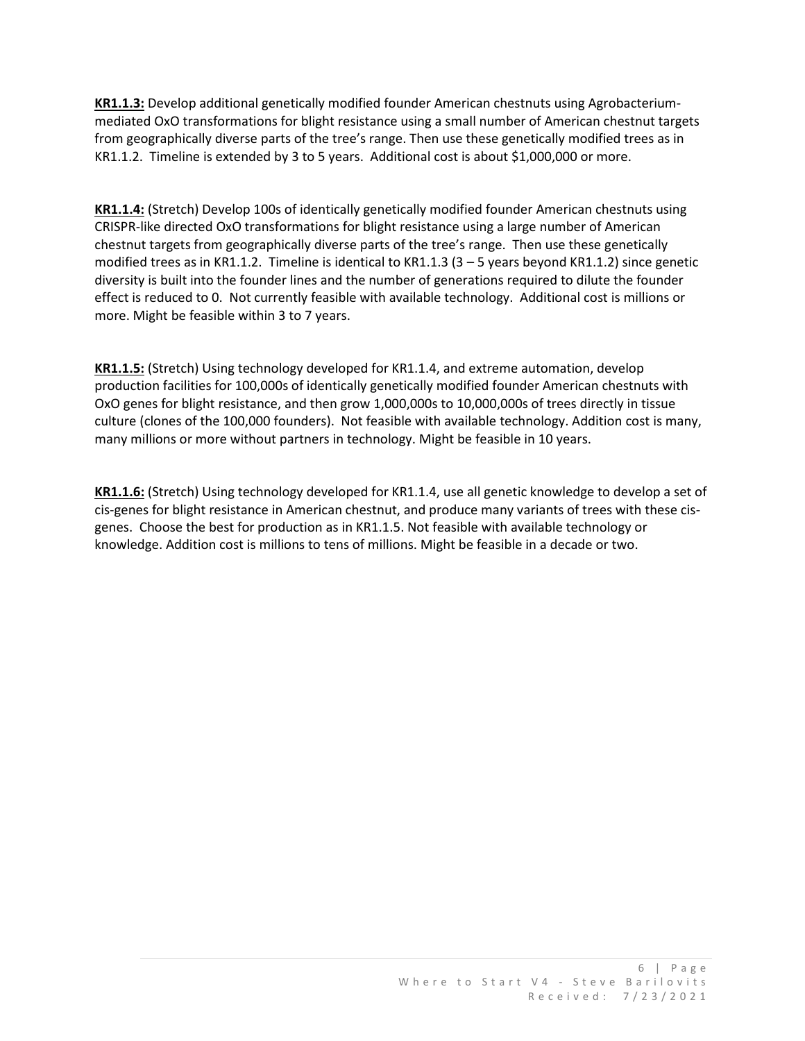**KR1.1.3:** Develop additional genetically modified founder American chestnuts using Agrobacterium-mediated OxO transformations for blight resistance using a small number of American chestnut targets from geographically diverse parts of the tree's range. Then use these genetically modified trees as in KR1.1.2. Timeline is extended by 3 to 5 years. Additional cost is about $1,000,000 or more.

**KR1.1.4:** (Stretch) Develop 100s of identically genetically modified founder American chestnuts using CRISPR-like directed OxO transformations for blight resistance using a large number of American chestnut targets from geographically diverse parts of the tree's range. Then use these genetically modified trees as in KR1.1.2. Timeline is identical to KR1.1.3 (3 – 5 years beyond KR1.1.2) since genetic diversity is built into the founder lines and the number of generations required to dilute the founder effect is reduced to 0. Not currently feasible with available technology. Additional cost is millions or more. Might be feasible within 3 to 7 years.

**KR1.1.5:** (Stretch) Using technology developed for KR1.1.4, and extreme automation, develop production facilities for 100,000s of identically genetically modified founder American chestnuts with OxO genes for blight resistance, and then grow 1,000,000s to 10,000,000s of trees directly in tissue culture (clones of the 100,000 founders). Not feasible with available technology. Addition cost is many, many millions or more without partners in technology. Might be feasible in 10 years.

**KR1.1.6:** (Stretch) Using technology developed for KR1.1.4, use all genetic knowledge to develop a set of cis-genes for blight resistance in American chestnut, and produce many variants of trees with these cis-genes. Choose the best for production as in KR1.1.5. Not feasible with available technology or knowledge. Addition cost is millions to tens of millions. Might be feasible in a decade or two.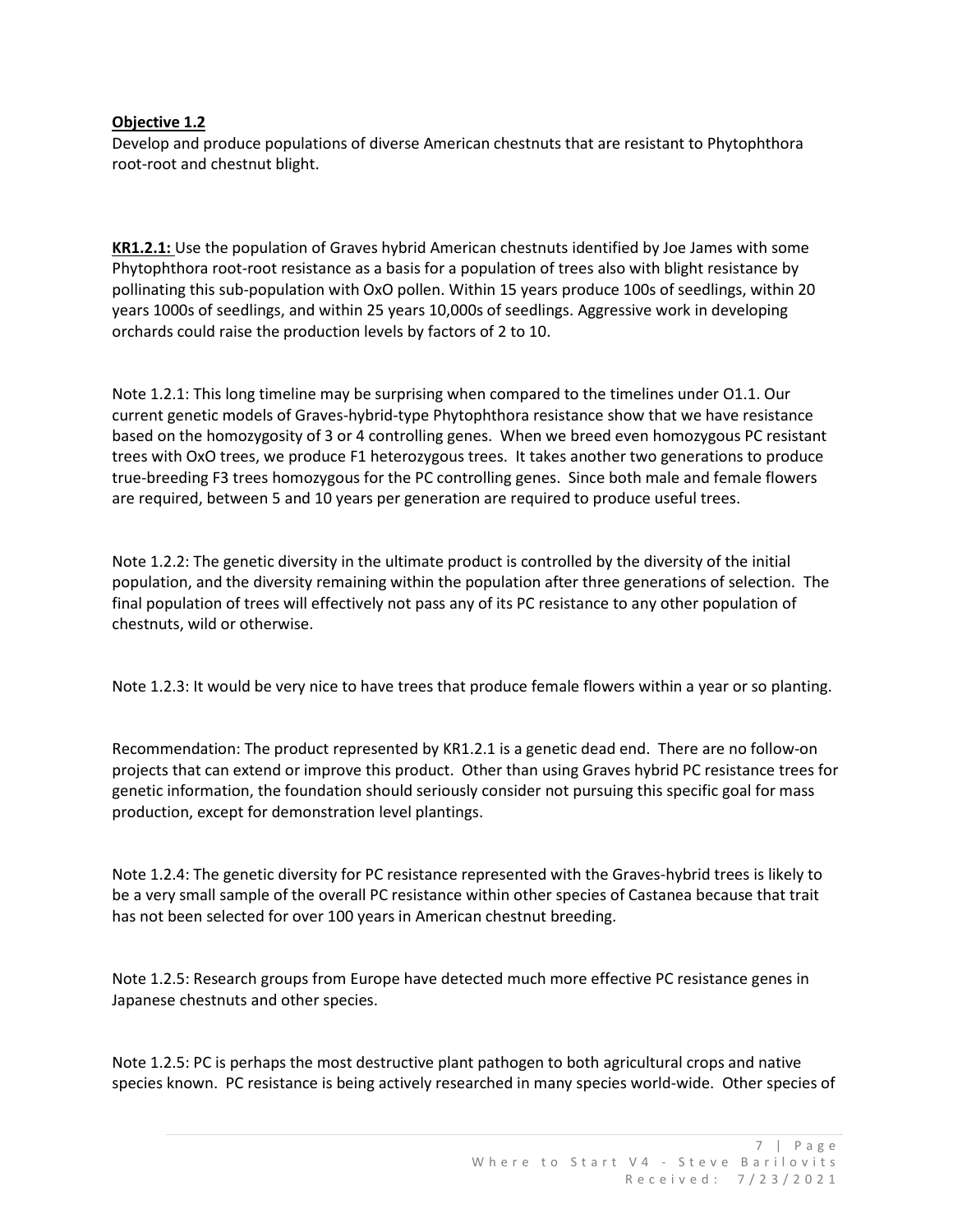**Objective 1.2**

Develop and produce populations of diverse American chestnuts that are resistant to Phytophthora root-root and chestnut blight.

**KR1.2.1:** Use the population of Graves hybrid American chestnuts identified by Joe James with some Phytophthora root-root resistance as a basis for a population of trees also with blight resistance by pollinating this sub-population with OxO pollen. Within 15 years produce 100s of seedlings, within 20 years 1000s of seedlings, and within 25 years 10,000s of seedlings. Aggressive work in developing orchards could raise the production levels by factors of 2 to 10.

Note 1.2.1: This long timeline may be surprising when compared to the timelines under O1.1. Our current genetic models of Graves-hybrid-type Phytophthora resistance show that we have resistance based on the homozygosity of 3 or 4 controlling genes. When we breed even homozygous PC resistant trees with OxO trees, we produce F1 heterozygous trees. It takes another two generations to produce true-breeding F3 trees homozygous for the PC controlling genes. Since both male and female flowers are required, between 5 and 10 years per generation are required to produce useful trees.

Note 1.2.2: The genetic diversity in the ultimate product is controlled by the diversity of the initial population, and the diversity remaining within the population after three generations of selection. The final population of trees will effectively not pass any of its PC resistance to any other population of chestnuts, wild or otherwise.

Note 1.2.3: It would be very nice to have trees that produce female flowers within a year or so planting.

Recommendation: The product represented by KR1.2.1 is a genetic dead end. There are no follow-on projects that can extend or improve this product. Other than using Graves hybrid PC resistance trees for genetic information, the foundation should seriously consider not pursuing this specific goal for mass production, except for demonstration level plantings.

Note 1.2.4: The genetic diversity for PC resistance represented with the Graves-hybrid trees is likely to be a very small sample of the overall PC resistance within other species of Castanea because that trait has not been selected for over 100 years in American chestnut breeding.

Note 1.2.5: Research groups from Europe have detected much more effective PC resistance genes in Japanese chestnuts and other species.

Note 1.2.5: PC is perhaps the most destructive plant pathogen to both agricultural crops and native species known. PC resistance is being actively researched in many species world-wide. Other species of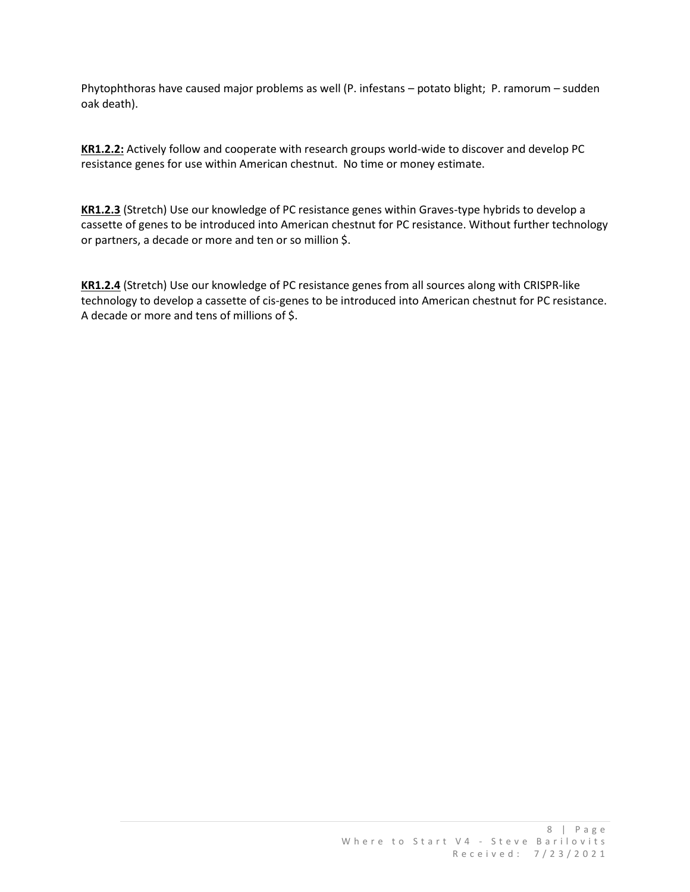Phytophthoras have caused major problems as well (P. infestans – potato blight;  P. ramorum – sudden oak death).

**KR1.2.2:** Actively follow and cooperate with research groups world-wide to discover and develop PC resistance genes for use within American chestnut.  No time or money estimate.

**KR1.2.3** (Stretch) Use our knowledge of PC resistance genes within Graves-type hybrids to develop a cassette of genes to be introduced into American chestnut for PC resistance. Without further technology or partners, a decade or more and ten or so million $.

**KR1.2.4** (Stretch) Use our knowledge of PC resistance genes from all sources along with CRISPR-like technology to develop a cassette of cis-genes to be introduced into American chestnut for PC resistance. A decade or more and tens of millions of $.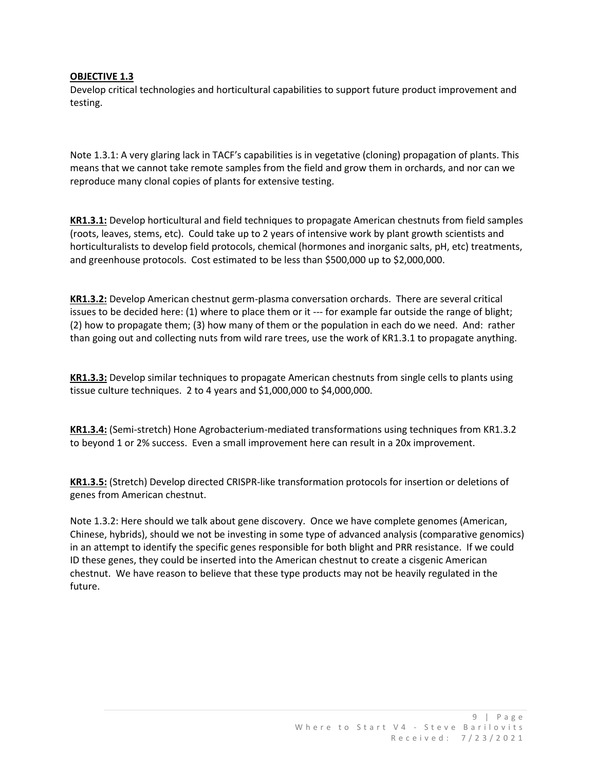**OBJECTIVE 1.3**

Develop critical technologies and horticultural capabilities to support future product improvement and testing.

Note 1.3.1: A very glaring lack in TACF's capabilities is in vegetative (cloning) propagation of plants. This means that we cannot take remote samples from the field and grow them in orchards, and nor can we reproduce many clonal copies of plants for extensive testing.

**KR1.3.1:** Develop horticultural and field techniques to propagate American chestnuts from field samples (roots, leaves, stems, etc). Could take up to 2 years of intensive work by plant growth scientists and horticulturalists to develop field protocols, chemical (hormones and inorganic salts, pH, etc) treatments, and greenhouse protocols. Cost estimated to be less than $500,000 up to $2,000,000.

**KR1.3.2:** Develop American chestnut germ-plasma conversation orchards. There are several critical issues to be decided here: (1) where to place them or it --- for example far outside the range of blight; (2) how to propagate them; (3) how many of them or the population in each do we need. And: rather than going out and collecting nuts from wild rare trees, use the work of KR1.3.1 to propagate anything.

**KR1.3.3:** Develop similar techniques to propagate American chestnuts from single cells to plants using tissue culture techniques. 2 to 4 years and $1,000,000 to $4,000,000.

**KR1.3.4:** (Semi-stretch) Hone Agrobacterium-mediated transformations using techniques from KR1.3.2 to beyond 1 or 2% success. Even a small improvement here can result in a 20x improvement.

**KR1.3.5:** (Stretch) Develop directed CRISPR-like transformation protocols for insertion or deletions of genes from American chestnut.

Note 1.3.2: Here should we talk about gene discovery. Once we have complete genomes (American, Chinese, hybrids), should we not be investing in some type of advanced analysis (comparative genomics) in an attempt to identify the specific genes responsible for both blight and PRR resistance. If we could ID these genes, they could be inserted into the American chestnut to create a cisgenic American chestnut. We have reason to believe that these type products may not be heavily regulated in the future.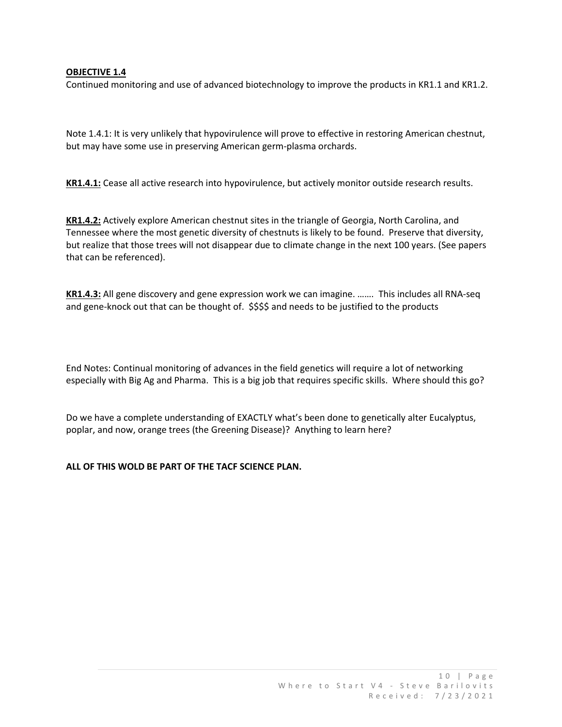**<u>OBJECTIVE 1.4</u>**

Continued monitoring and use of advanced biotechnology to improve the products in KR1.1 and KR1.2.

Note 1.4.1: It is very unlikely that hypovirulence will prove to effective in restoring American chestnut, but may have some use in preserving American germ-plasma orchards.

**<u>KR1.4.1:</u>** Cease all active research into hypovirulence, but actively monitor outside research results.

**<u>KR1.4.2:</u>** Actively explore American chestnut sites in the triangle of Georgia, North Carolina, and Tennessee where the most genetic diversity of chestnuts is likely to be found. Preserve that diversity, but realize that those trees will not disappear due to climate change in the next 100 years. (See papers that can be referenced).

**<u>KR1.4.3:</u>** All gene discovery and gene expression work we can imagine. ……. This includes all RNA-seq and gene-knock out that can be thought of. $$$$ and needs to be justified to the products

End Notes: Continual monitoring of advances in the field genetics will require a lot of networking especially with Big Ag and Pharma. This is a big job that requires specific skills. Where should this go?

Do we have a complete understanding of EXACTLY what's been done to genetically alter Eucalyptus, poplar, and now, orange trees (the Greening Disease)? Anything to learn here?

**ALL OF THIS WOLD BE PART OF THE TACF SCIENCE PLAN.**